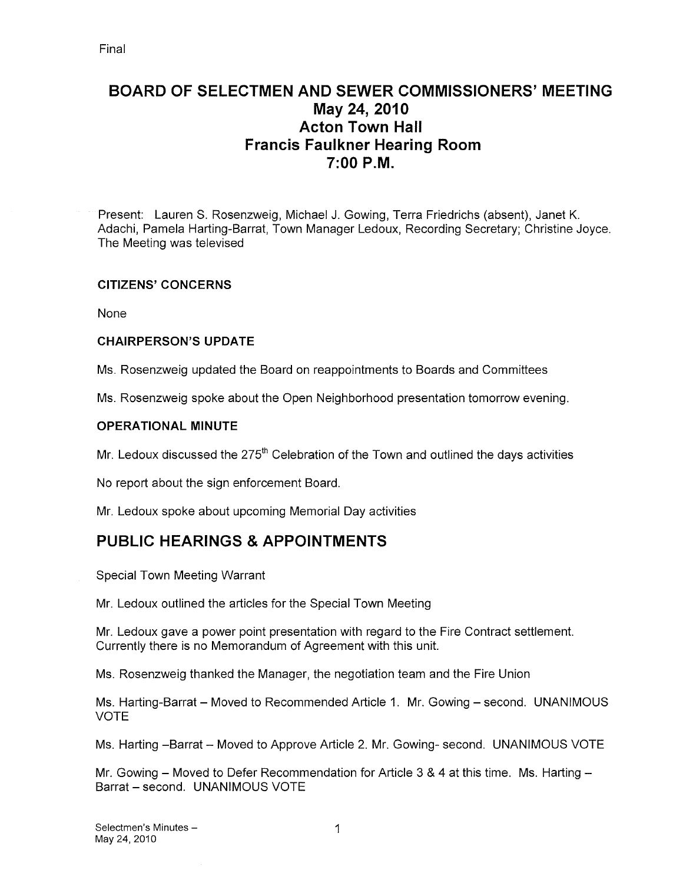Final

# BOARD OF SELECTMEN AND SEWER COMMISSIONERS' MEETING
## May 24, 2010
## Acton Town Hall
## Francis Faulkner Hearing Room
## 7:00 P.M.

Present: Lauren S. Rosenzweig, Michael J. Gowing, Terra Friedrichs (absent), Janet K. Adachi, Pamela Harting-Barrat, Town Manager Ledoux, Recording Secretary; Christine Joyce. The Meeting was televised

**CITIZENS' CONCERNS**

None

**CHAIRPERSON'S UPDATE**

Ms. Rosenzweig updated the Board on reappointments to Boards and Committees

Ms. Rosenzweig spoke about the Open Neighborhood presentation tomorrow evening.

**OPERATIONAL MINUTE**

Mr. Ledoux discussed the 275th Celebration of the Town and outlined the days activities

No report about the sign enforcement Board.

Mr. Ledoux spoke about upcoming Memorial Day activities

## PUBLIC HEARINGS & APPOINTMENTS

Special Town Meeting Warrant

Mr. Ledoux outlined the articles for the Special Town Meeting

Mr. Ledoux gave a power point presentation with regard to the Fire Contract settlement. Currently there is no Memorandum of Agreement with this unit.

Ms. Rosenzweig thanked the Manager, the negotiation team and the Fire Union

Ms. Harting-Barrat – Moved to Recommended Article 1. Mr. Gowing – second. UNANIMOUS VOTE

Ms. Harting –Barrat – Moved to Approve Article 2. Mr. Gowing- second. UNANIMOUS VOTE

Mr. Gowing – Moved to Defer Recommendation for Article 3 & 4 at this time. Ms. Harting – Barrat – second. UNANIMOUS VOTE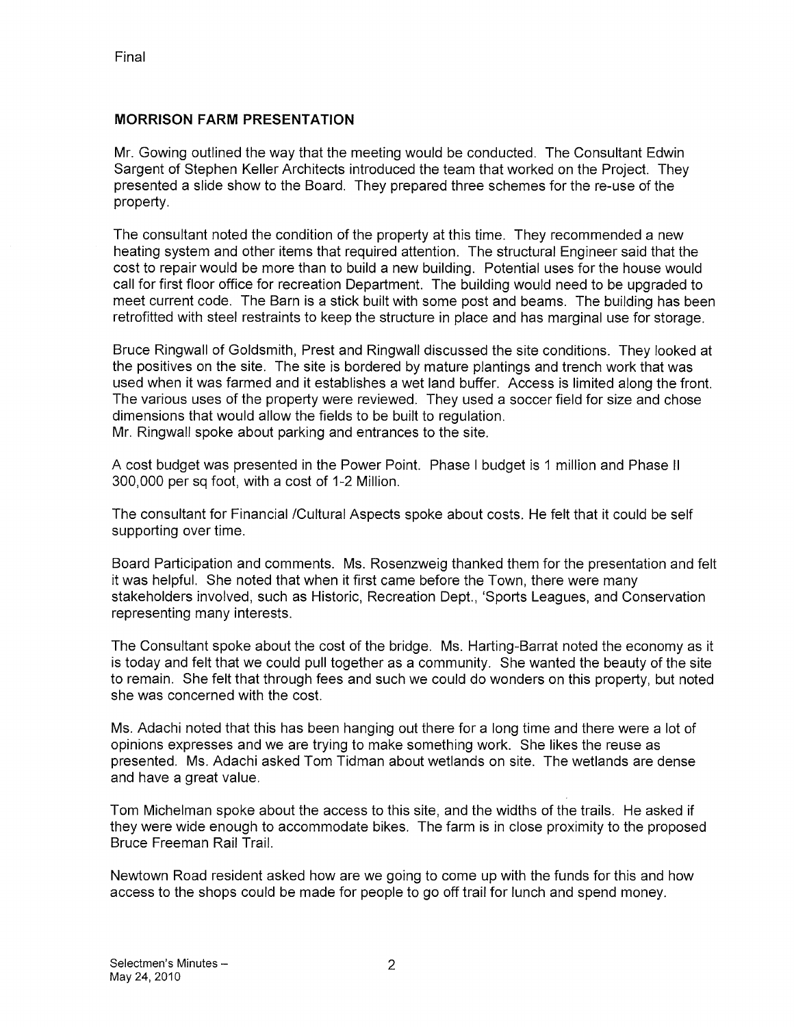Final

## MORRISON FARM PRESENTATION

Mr. Gowing outlined the way that the meeting would be conducted. The Consultant Edwin Sargent of Stephen Keller Architects introduced the team that worked on the Project. They presented a slide show to the Board. They prepared three schemes for the re-use of the property.

The consultant noted the condition of the property at this time. They recommended a new heating system and other items that required attention. The structural Engineer said that the cost to repair would be more than to build a new building. Potential uses for the house would call for first floor office for recreation Department. The building would need to be upgraded to meet current code. The Barn is a stick built with some post and beams. The building has been retrofitted with steel restraints to keep the structure in place and has marginal use for storage.

Bruce Ringwall of Goldsmith, Prest and Ringwall discussed the site conditions. They looked at the positives on the site. The site is bordered by mature plantings and trench work that was used when it was farmed and it establishes a wet land buffer. Access is limited along the front. The various uses of the property were reviewed. They used a soccer field for size and chose dimensions that would allow the fields to be built to regulation.
Mr. Ringwall spoke about parking and entrances to the site.

A cost budget was presented in the Power Point. Phase I budget is 1 million and Phase II 300,000 per sq foot, with a cost of 1-2 Million.

The consultant for Financial /Cultural Aspects spoke about costs. He felt that it could be self supporting over time.

Board Participation and comments. Ms. Rosenzweig thanked them for the presentation and felt it was helpful. She noted that when it first came before the Town, there were many stakeholders involved, such as Historic, Recreation Dept., 'Sports Leagues, and Conservation representing many interests.

The Consultant spoke about the cost of the bridge. Ms. Harting-Barrat noted the economy as it is today and felt that we could pull together as a community. She wanted the beauty of the site to remain. She felt that through fees and such we could do wonders on this property, but noted she was concerned with the cost.

Ms. Adachi noted that this has been hanging out there for a long time and there were a lot of opinions expresses and we are trying to make something work. She likes the reuse as presented. Ms. Adachi asked Tom Tidman about wetlands on site. The wetlands are dense and have a great value.

Tom Michelman spoke about the access to this site, and the widths of the trails. He asked if they were wide enough to accommodate bikes. The farm is in close proximity to the proposed Bruce Freeman Rail Trail.

Newtown Road resident asked how are we going to come up with the funds for this and how access to the shops could be made for people to go off trail for lunch and spend money.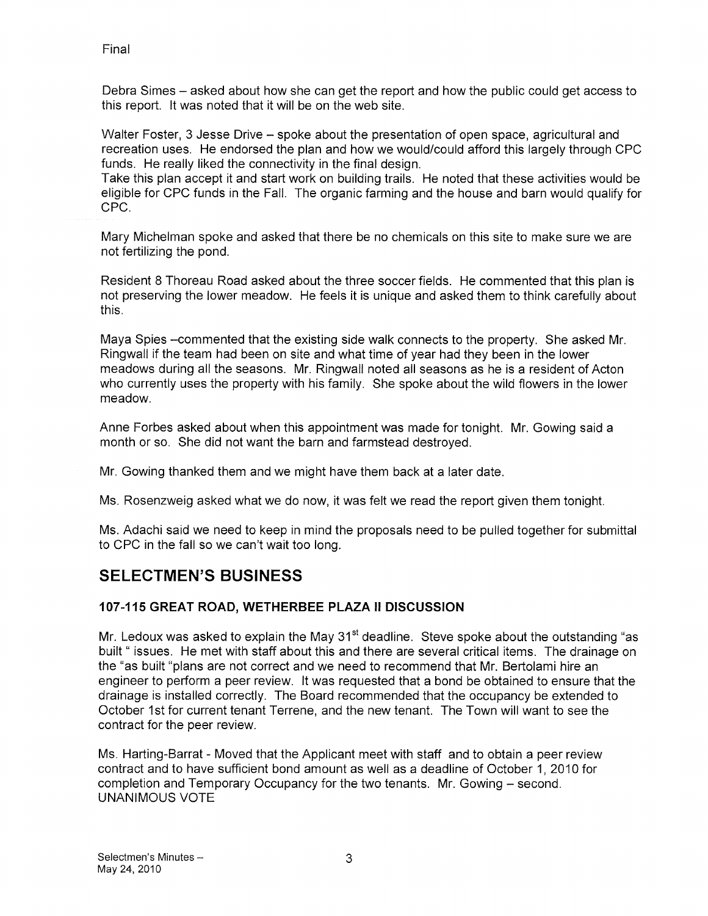Final

Debra Simes – asked about how she can get the report and how the public could get access to this report. It was noted that it will be on the web site.

Walter Foster, 3 Jesse Drive – spoke about the presentation of open space, agricultural and recreation uses. He endorsed the plan and how we would/could afford this largely through CPC funds. He really liked the connectivity in the final design.
Take this plan accept it and start work on building trails. He noted that these activities would be eligible for CPC funds in the Fall. The organic farming and the house and barn would qualify for CPC.

Mary Michelman spoke and asked that there be no chemicals on this site to make sure we are not fertilizing the pond.

Resident 8 Thoreau Road asked about the three soccer fields. He commented that this plan is not preserving the lower meadow. He feels it is unique and asked them to think carefully about this.

Maya Spies –commented that the existing side walk connects to the property. She asked Mr. Ringwall if the team had been on site and what time of year had they been in the lower meadows during all the seasons. Mr. Ringwall noted all seasons as he is a resident of Acton who currently uses the property with his family. She spoke about the wild flowers in the lower meadow.

Anne Forbes asked about when this appointment was made for tonight. Mr. Gowing said a month or so. She did not want the barn and farmstead destroyed.

Mr. Gowing thanked them and we might have them back at a later date.

Ms. Rosenzweig asked what we do now, it was felt we read the report given them tonight.

Ms. Adachi said we need to keep in mind the proposals need to be pulled together for submittal to CPC in the fall so we can't wait too long.

## SELECTMEN'S BUSINESS

### 107-115 GREAT ROAD, WETHERBEE PLAZA II DISCUSSION

Mr. Ledoux was asked to explain the May 31st deadline. Steve spoke about the outstanding "as built " issues. He met with staff about this and there are several critical items. The drainage on the "as built "plans are not correct and we need to recommend that Mr. Bertolami hire an engineer to perform a peer review. It was requested that a bond be obtained to ensure that the drainage is installed correctly. The Board recommended that the occupancy be extended to October 1st for current tenant Terrene, and the new tenant. The Town will want to see the contract for the peer review.

Ms. Harting-Barrat - Moved that the Applicant meet with staff and to obtain a peer review contract and to have sufficient bond amount as well as a deadline of October 1, 2010 for completion and Temporary Occupancy for the two tenants. Mr. Gowing – second. UNANIMOUS VOTE

Selectmen's Minutes –
May 24, 2010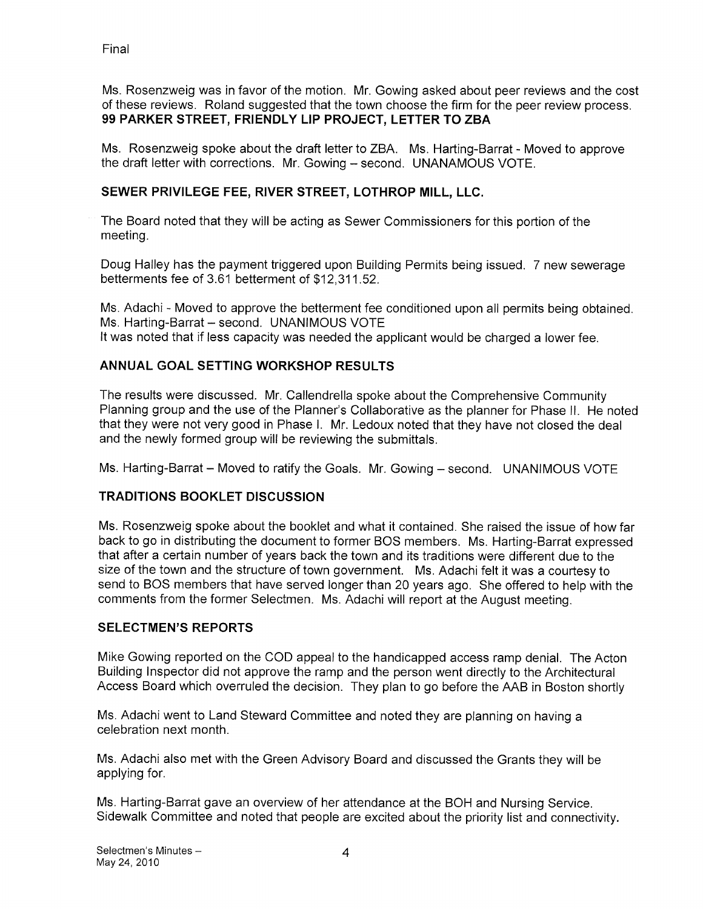Final

Ms. Rosenzweig was in favor of the motion. Mr. Gowing asked about peer reviews and the cost of these reviews. Roland suggested that the town choose the firm for the peer review process.

**99 PARKER STREET, FRIENDLY LIP PROJECT, LETTER TO ZBA**

Ms. Rosenzweig spoke about the draft letter to ZBA. Ms. Harting-Barrat - Moved to approve the draft letter with corrections. Mr. Gowing – second. UNANAMOUS VOTE.

**SEWER PRIVILEGE FEE, RIVER STREET, LOTHROP MILL, LLC.**

The Board noted that they will be acting as Sewer Commissioners for this portion of the meeting.

Doug Halley has the payment triggered upon Building Permits being issued. 7 new sewerage betterments fee of 3.61 betterment of $12,311.52.

Ms. Adachi - Moved to approve the betterment fee conditioned upon all permits being obtained. Ms. Harting-Barrat – second. UNANIMOUS VOTE
It was noted that if less capacity was needed the applicant would be charged a lower fee.

**ANNUAL GOAL SETTING WORKSHOP RESULTS**

The results were discussed. Mr. Callendrella spoke about the Comprehensive Community Planning group and the use of the Planner's Collaborative as the planner for Phase II. He noted that they were not very good in Phase I. Mr. Ledoux noted that they have not closed the deal and the newly formed group will be reviewing the submittals.

Ms. Harting-Barrat – Moved to ratify the Goals. Mr. Gowing – second. UNANIMOUS VOTE

**TRADITIONS BOOKLET DISCUSSION**

Ms. Rosenzweig spoke about the booklet and what it contained. She raised the issue of how far back to go in distributing the document to former BOS members. Ms. Harting-Barrat expressed that after a certain number of years back the town and its traditions were different due to the size of the town and the structure of town government. Ms. Adachi felt it was a courtesy to send to BOS members that have served longer than 20 years ago. She offered to help with the comments from the former Selectmen. Ms. Adachi will report at the August meeting.

**SELECTMEN'S REPORTS**

Mike Gowing reported on the COD appeal to the handicapped access ramp denial. The Acton Building Inspector did not approve the ramp and the person went directly to the Architectural Access Board which overruled the decision. They plan to go before the AAB in Boston shortly

Ms. Adachi went to Land Steward Committee and noted they are planning on having a celebration next month.

Ms. Adachi also met with the Green Advisory Board and discussed the Grants they will be applying for.

Ms. Harting-Barrat gave an overview of her attendance at the BOH and Nursing Service. Sidewalk Committee and noted that people are excited about the priority list and connectivity.

Selectmen's Minutes –
May 24, 2010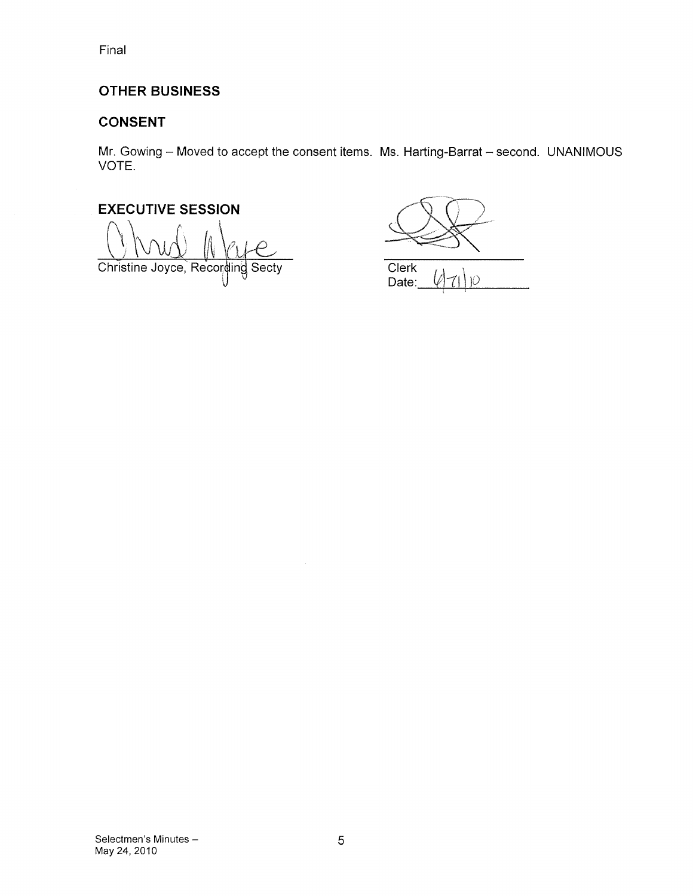Final

## OTHER BUSINESS

## CONSENT

Mr. Gowing – Moved to accept the consent items. Ms. Harting-Barrat – second. UNANIMOUS VOTE.

## EXECUTIVE SESSION

Christine Joyce, Recording Secty

Clerk

Date: 6/21/10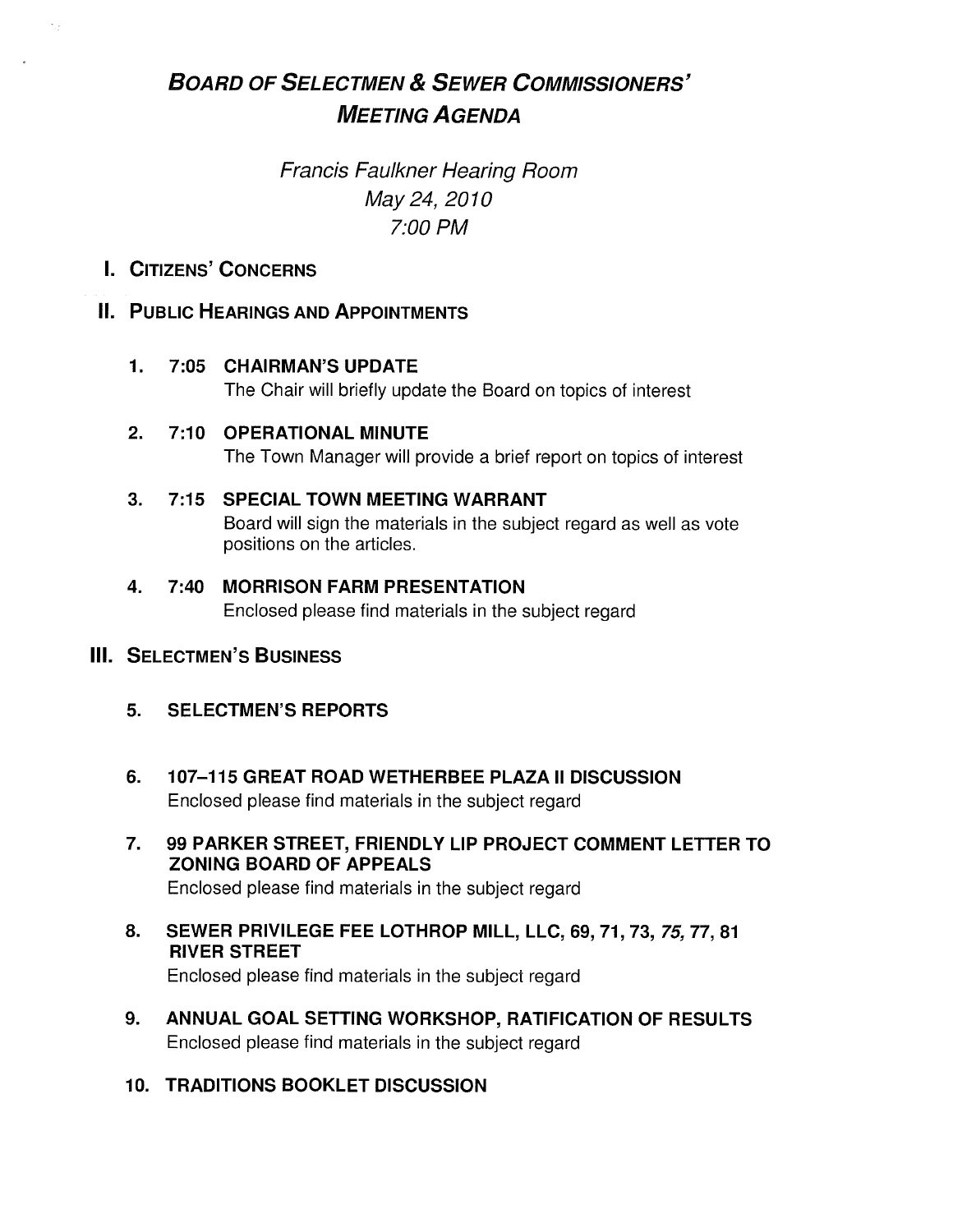# BOARD OF SELECTMEN & SEWER COMMISSIONERS' MEETING AGENDA

*Francis Faulkner Hearing Room*
*May 24, 2010*
*7:00 PM*

## I. CITIZENS' CONCERNS

## II. PUBLIC HEARINGS AND APPOINTMENTS

1. **7:05 CHAIRMAN'S UPDATE**
   The Chair will briefly update the Board on topics of interest

2. **7:10 OPERATIONAL MINUTE**
   The Town Manager will provide a brief report on topics of interest

3. **7:15 SPECIAL TOWN MEETING WARRANT**
   Board will sign the materials in the subject regard as well as vote positions on the articles.

4. **7:40 MORRISON FARM PRESENTATION**
   Enclosed please find materials in the subject regard

## III. SELECTMEN'S BUSINESS

5. **SELECTMEN'S REPORTS**

6. **107–115 GREAT ROAD WETHERBEE PLAZA II DISCUSSION**
   Enclosed please find materials in the subject regard

7. **99 PARKER STREET, FRIENDLY LIP PROJECT COMMENT LETTER TO ZONING BOARD OF APPEALS**
   Enclosed please find materials in the subject regard

8. **SEWER PRIVILEGE FEE LOTHROP MILL, LLC, 69, 71, 73, *75*, 77, 81 RIVER STREET**
   Enclosed please find materials in the subject regard

9. **ANNUAL GOAL SETTING WORKSHOP, RATIFICATION OF RESULTS**
   Enclosed please find materials in the subject regard

10. **TRADITIONS BOOKLET DISCUSSION**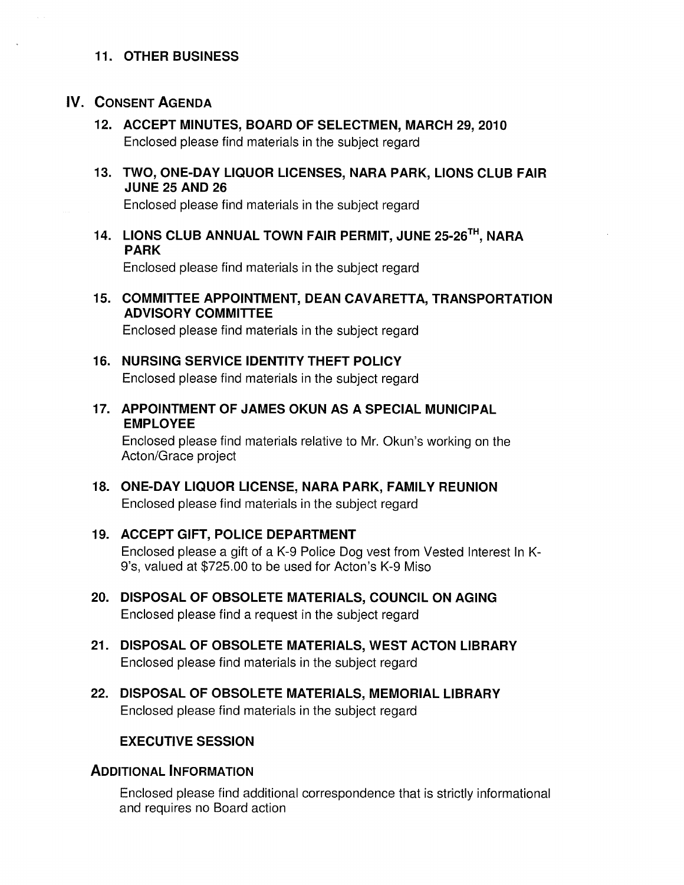**11. OTHER BUSINESS**

## IV. CONSENT AGENDA

**12. ACCEPT MINUTES, BOARD OF SELECTMEN, MARCH 29, 2010**
Enclosed please find materials in the subject regard

**13. TWO, ONE-DAY LIQUOR LICENSES, NARA PARK, LIONS CLUB FAIR JUNE 25 AND 26**
Enclosed please find materials in the subject regard

**14. LIONS CLUB ANNUAL TOWN FAIR PERMIT, JUNE 25-26TH, NARA PARK**
Enclosed please find materials in the subject regard

**15. COMMITTEE APPOINTMENT, DEAN CAVARETTA, TRANSPORTATION ADVISORY COMMITTEE**
Enclosed please find materials in the subject regard

**16. NURSING SERVICE IDENTITY THEFT POLICY**
Enclosed please find materials in the subject regard

**17. APPOINTMENT OF JAMES OKUN AS A SPECIAL MUNICIPAL EMPLOYEE**
Enclosed please find materials relative to Mr. Okun's working on the Acton/Grace project

**18. ONE-DAY LIQUOR LICENSE, NARA PARK, FAMILY REUNION**
Enclosed please find materials in the subject regard

**19. ACCEPT GIFT, POLICE DEPARTMENT**
Enclosed please a gift of a K-9 Police Dog vest from Vested Interest In K-9's, valued at $725.00 to be used for Acton's K-9 Miso

**20. DISPOSAL OF OBSOLETE MATERIALS, COUNCIL ON AGING**
Enclosed please find a request in the subject regard

**21. DISPOSAL OF OBSOLETE MATERIALS, WEST ACTON LIBRARY**
Enclosed please find materials in the subject regard

**22. DISPOSAL OF OBSOLETE MATERIALS, MEMORIAL LIBRARY**
Enclosed please find materials in the subject regard

**EXECUTIVE SESSION**

### ADDITIONAL INFORMATION

Enclosed please find additional correspondence that is strictly informational and requires no Board action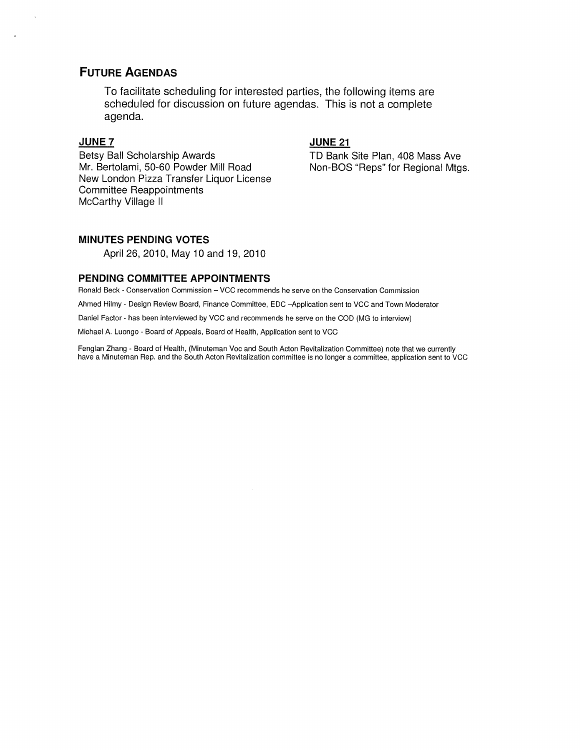## Future Agendas

To facilitate scheduling for interested parties, the following items are scheduled for discussion on future agendas. This is not a complete agenda.

**JUNE 7**

Betsy Ball Scholarship Awards
Mr. Bertolami, 50-60 Powder Mill Road
New London Pizza Transfer Liquor License
Committee Reappointments
McCarthy Village II

**JUNE 21**

TD Bank Site Plan, 408 Mass Ave
Non-BOS "Reps" for Regional Mtgs.

### MINUTES PENDING VOTES

April 26, 2010, May 10 and 19, 2010

### PENDING COMMITTEE APPOINTMENTS

Ronald Beck - Conservation Commission – VCC recommends he serve on the Conservation Commission

Ahmed Hilmy - Design Review Board, Finance Committee, EDC –Application sent to VCC and Town Moderator

Daniel Factor - has been interviewed by VCC and recommends he serve on the COD (MG to interview)

Michael A. Luongo - Board of Appeals, Board of Health, Application sent to VCC

Fenglan Zhang - Board of Health, (Minuteman Voc and South Acton Revitalization Committee) note that we currently have a Minuteman Rep. and the South Acton Revitalization committee is no longer a committee, application sent to VCC